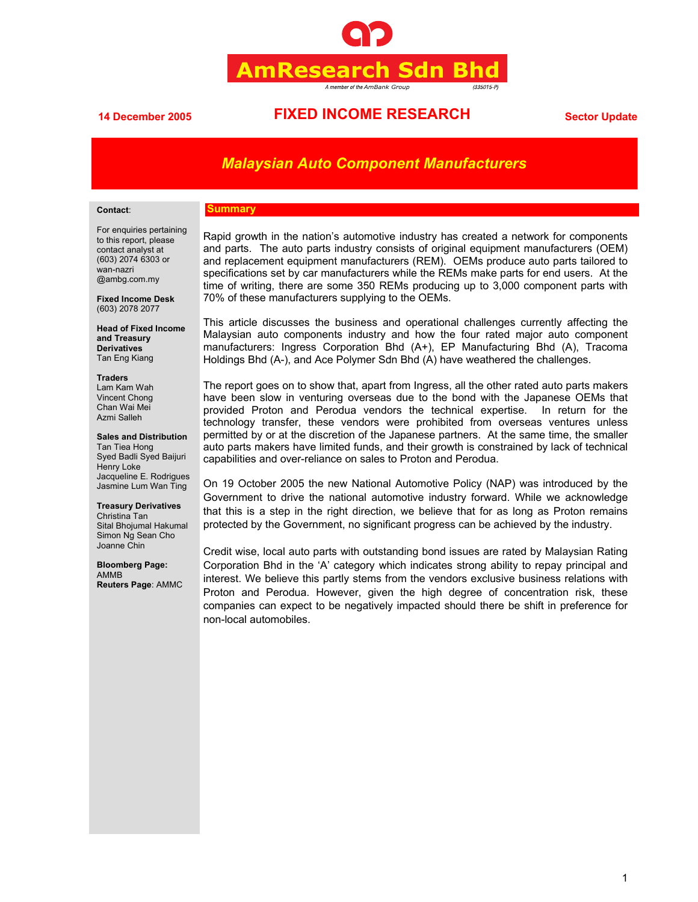# AmResearch Sdn Bhd

*A member of the AmBank Group* (335015-P)

**14 December 2005** | **FIXED INCOME RESEARCH** | **Sector Update**

## *Malaysian Auto Component Manufacturers*

**Contact**:

For enquiries pertaining to this report, please contact analyst at (603) 2074 6303 or wan-nazri @ambg.com.my

**Fixed Income Desk**
(603) 2078 2077

**Head of Fixed Income and Treasury Derivatives**
Tan Eng Kiang

**Traders**
Lam Kam Wah
Vincent Chong
Chan Wai Mei
Azmi Salleh

**Sales and Distribution**
Tan Tiea Hong
Syed Badli Syed Baijuri
Henry Loke
Jacqueline E. Rodrigues
Jasmine Lum Wan Ting

**Treasury Derivatives**
Christina Tan
Sital Bhojumal Hakumal
Simon Ng Sean Cho
Joanne Chin

**Bloomberg Page:** AMMB
**Reuters Page**: AMMC

### Summary

Rapid growth in the nation's automotive industry has created a network for components and parts. The auto parts industry consists of original equipment manufacturers (OEM) and replacement equipment manufacturers (REM). OEMs produce auto parts tailored to specifications set by car manufacturers while the REMs make parts for end users. At the time of writing, there are some 350 REMs producing up to 3,000 component parts with 70% of these manufacturers supplying to the OEMs.

This article discusses the business and operational challenges currently affecting the Malaysian auto components industry and how the four rated major auto component manufacturers: Ingress Corporation Bhd (A+), EP Manufacturing Bhd (A), Tracoma Holdings Bhd (A-), and Ace Polymer Sdn Bhd (A) have weathered the challenges.

The report goes on to show that, apart from Ingress, all the other rated auto parts makers have been slow in venturing overseas due to the bond with the Japanese OEMs that provided Proton and Perodua vendors the technical expertise. In return for the technology transfer, these vendors were prohibited from overseas ventures unless permitted by or at the discretion of the Japanese partners. At the same time, the smaller auto parts makers have limited funds, and their growth is constrained by lack of technical capabilities and over-reliance on sales to Proton and Perodua.

On 19 October 2005 the new National Automotive Policy (NAP) was introduced by the Government to drive the national automotive industry forward. While we acknowledge that this is a step in the right direction, we believe that for as long as Proton remains protected by the Government, no significant progress can be achieved by the industry.

Credit wise, local auto parts with outstanding bond issues are rated by Malaysian Rating Corporation Bhd in the 'A' category which indicates strong ability to repay principal and interest. We believe this partly stems from the vendors exclusive business relations with Proton and Perodua. However, given the high degree of concentration risk, these companies can expect to be negatively impacted should there be shift in preference for non-local automobiles.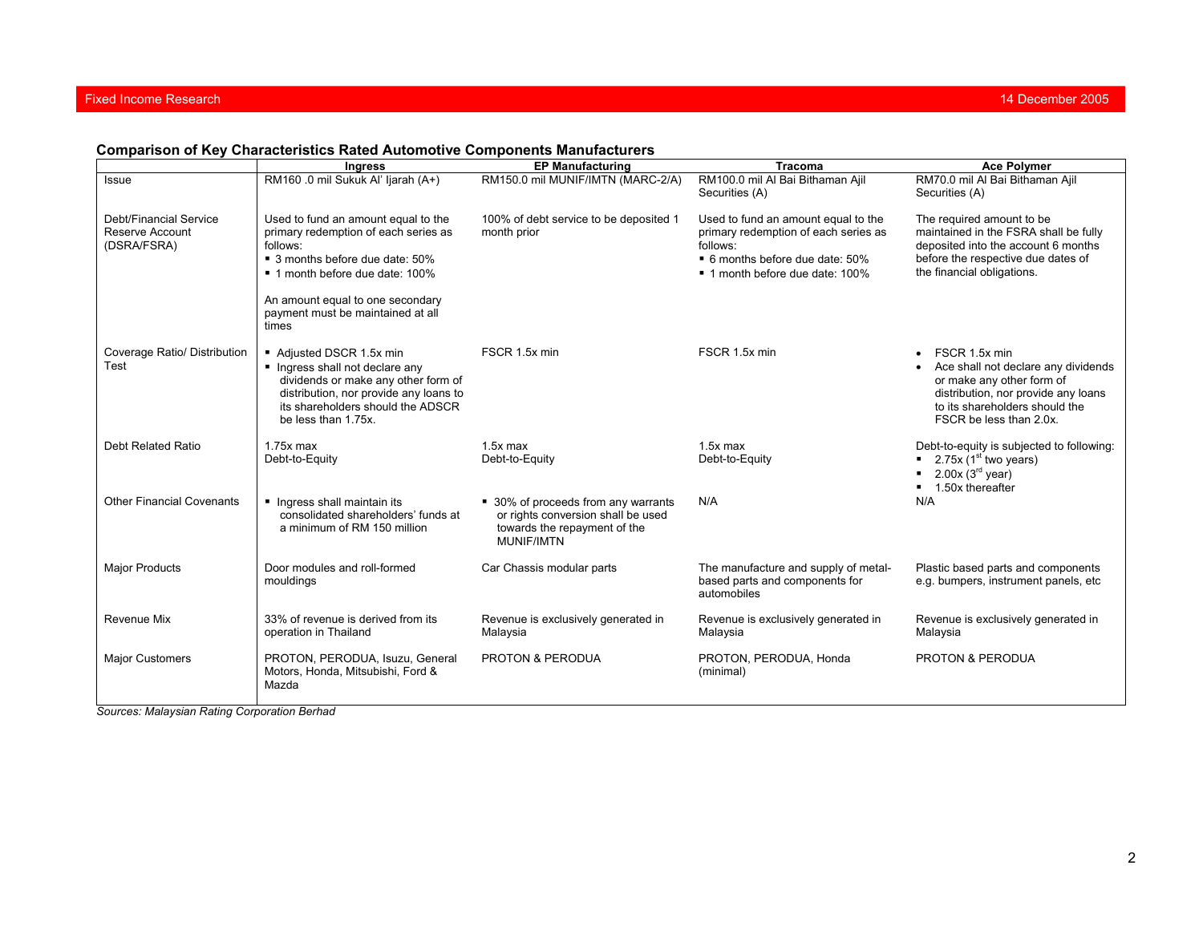## Comparison of Key Characteristics Rated Automotive Components Manufacturers

| | Ingress | EP Manufacturing | Tracoma | Ace Polymer |
|---|---|---|---|---|
| Issue | RM160 .0 mil Sukuk Al' Ijarah (A+) | RM150.0 mil MUNIF/IMTN (MARC-2/A) | RM100.0 mil Al Bai Bithaman Ajil Securities (A) | RM70.0 mil Al Bai Bithaman Ajil Securities (A) |
| Debt/Financial Service Reserve Account (DSRA/FSRA) | Used to fund an amount equal to the primary redemption of each series as follows:<br>▪ 3 months before due date: 50%<br>▪ 1 month before due date: 100%<br><br>An amount equal to one secondary payment must be maintained at all times | 100% of debt service to be deposited 1 month prior | Used to fund an amount equal to the primary redemption of each series as follows:<br>▪ 6 months before due date: 50%<br>▪ 1 month before due date: 100% | The required amount to be maintained in the FSRA shall be fully deposited into the account 6 months before the respective due dates of the financial obligations. |
| Coverage Ratio/ Distribution Test | ▪ Adjusted DSCR 1.5x min<br>▪ Ingress shall not declare any dividends or make any other form of distribution, nor provide any loans to its shareholders should the ADSCR be less than 1.75x. | FSCR 1.5x min | FSCR 1.5x min | • FSCR 1.5x min<br>• Ace shall not declare any dividends or make any other form of distribution, nor provide any loans to its shareholders should the FSCR be less than 2.0x. |
| Debt Related Ratio | 1.75x max<br>Debt-to-Equity | 1.5x max<br>Debt-to-Equity | 1.5x max<br>Debt-to-Equity | Debt-to-equity is subjected to following:<br>▪ 2.75x (1st two years)<br>▪ 2.00x (3rd year)<br>▪ 1.50x thereafter |
| Other Financial Covenants | ▪ Ingress shall maintain its consolidated shareholders' funds at a minimum of RM 150 million | ▪ 30% of proceeds from any warrants or rights conversion shall be used towards the repayment of the MUNIF/IMTN | N/A | N/A |
| Major Products | Door modules and roll-formed mouldings | Car Chassis modular parts | The manufacture and supply of metal-based parts and components for automobiles | Plastic based parts and components e.g. bumpers, instrument panels, etc |
| Revenue Mix | 33% of revenue is derived from its operation in Thailand | Revenue is exclusively generated in Malaysia | Revenue is exclusively generated in Malaysia | Revenue is exclusively generated in Malaysia |
| Major Customers | PROTON, PERODUA, Isuzu, General Motors, Honda, Mitsubishi, Ford & Mazda | PROTON & PERODUA | PROTON, PERODUA, Honda (minimal) | PROTON & PERODUA |

*Sources: Malaysian Rating Corporation Berhad*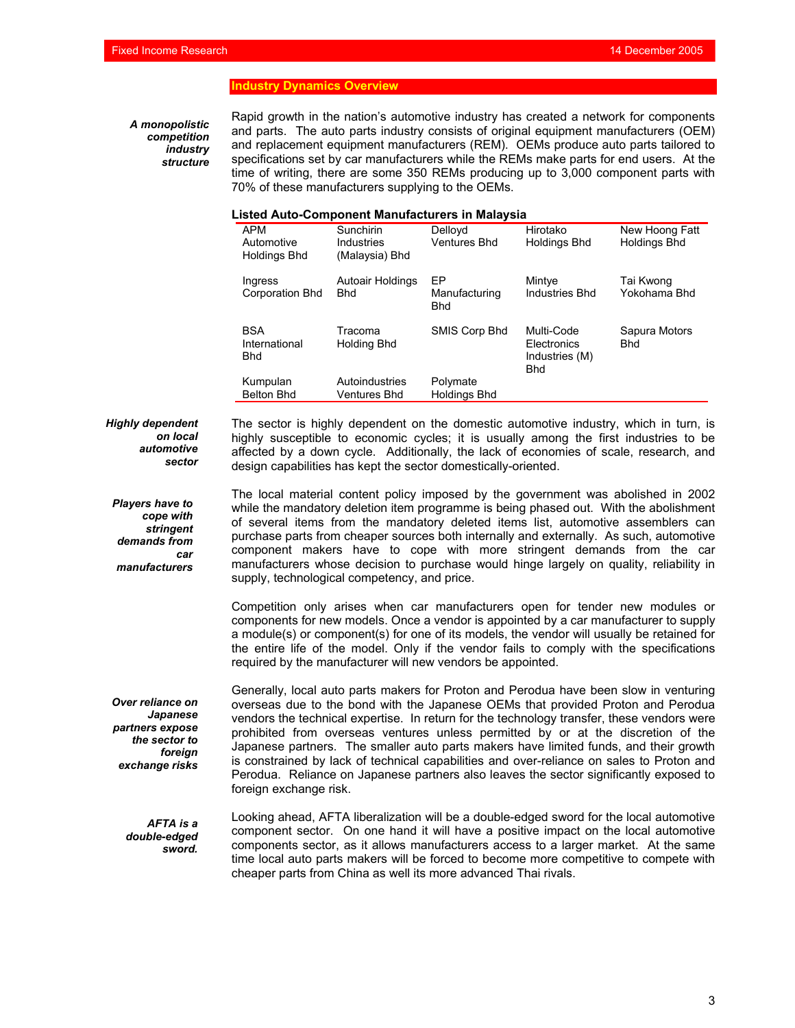## Industry Dynamics Overview

***A monopolistic competition industry structure***

Rapid growth in the nation's automotive industry has created a network for components and parts. The auto parts industry consists of original equipment manufacturers (OEM) and replacement equipment manufacturers (REM). OEMs produce auto parts tailored to specifications set by car manufacturers while the REMs make parts for end users. At the time of writing, there are some 350 REMs producing up to 3,000 component parts with 70% of these manufacturers supplying to the OEMs.

**Listed Auto-Component Manufacturers in Malaysia**

| | | | | |
|---|---|---|---|---|
| APM Automotive Holdings Bhd | Sunchirin Industries (Malaysia) Bhd | Delloyd Ventures Bhd | Hirotako Holdings Bhd | New Hoong Fatt Holdings Bhd |
| Ingress Corporation Bhd | Autoair Holdings Bhd | EP Manufacturing Bhd | Mintye Industries Bhd | Tai Kwong Yokohama Bhd |
| BSA International Bhd | Tracoma Holding Bhd | SMIS Corp Bhd | Multi-Code Electronics Industries (M) Bhd | Sapura Motors Bhd |
| Kumpulan Belton Bhd | Autoindustries Ventures Bhd | Polymate Holdings Bhd | | |

***Highly dependent on local automotive sector***

The sector is highly dependent on the domestic automotive industry, which in turn, is highly susceptible to economic cycles; it is usually among the first industries to be affected by a down cycle. Additionally, the lack of economies of scale, research, and design capabilities has kept the sector domestically-oriented.

***Players have to cope with stringent demands from car manufacturers***

The local material content policy imposed by the government was abolished in 2002 while the mandatory deletion item programme is being phased out. With the abolishment of several items from the mandatory deleted items list, automotive assemblers can purchase parts from cheaper sources both internally and externally. As such, automotive component makers have to cope with more stringent demands from the car manufacturers whose decision to purchase would hinge largely on quality, reliability in supply, technological competency, and price.

Competition only arises when car manufacturers open for tender new modules or components for new models. Once a vendor is appointed by a car manufacturer to supply a module(s) or component(s) for one of its models, the vendor will usually be retained for the entire life of the model. Only if the vendor fails to comply with the specifications required by the manufacturer will new vendors be appointed.

***Over reliance on Japanese partners expose the sector to foreign exchange risks***

Generally, local auto parts makers for Proton and Perodua have been slow in venturing overseas due to the bond with the Japanese OEMs that provided Proton and Perodua vendors the technical expertise. In return for the technology transfer, these vendors were prohibited from overseas ventures unless permitted by or at the discretion of the Japanese partners. The smaller auto parts makers have limited funds, and their growth is constrained by lack of technical capabilities and over-reliance on sales to Proton and Perodua. Reliance on Japanese partners also leaves the sector significantly exposed to foreign exchange risk.

***AFTA is a double-edged sword.***

Looking ahead, AFTA liberalization will be a double-edged sword for the local automotive component sector. On one hand it will have a positive impact on the local automotive components sector, as it allows manufacturers access to a larger market. At the same time local auto parts makers will be forced to become more competitive to compete with cheaper parts from China as well its more advanced Thai rivals.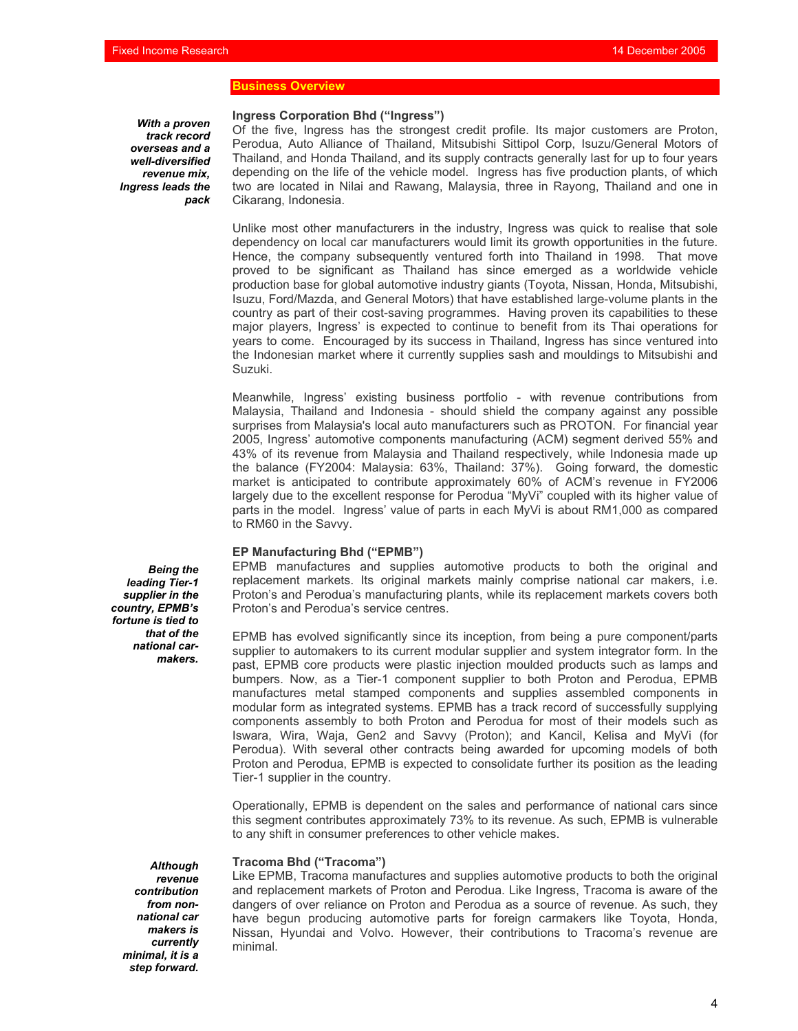## Business Overview

*With a proven track record overseas and a well-diversified revenue mix, Ingress leads the pack*

### Ingress Corporation Bhd ("Ingress")

Of the five, Ingress has the strongest credit profile. Its major customers are Proton, Perodua, Auto Alliance of Thailand, Mitsubishi Sittipol Corp, Isuzu/General Motors of Thailand, and Honda Thailand, and its supply contracts generally last for up to four years depending on the life of the vehicle model. Ingress has five production plants, of which two are located in Nilai and Rawang, Malaysia, three in Rayong, Thailand and one in Cikarang, Indonesia.

Unlike most other manufacturers in the industry, Ingress was quick to realise that sole dependency on local car manufacturers would limit its growth opportunities in the future. Hence, the company subsequently ventured forth into Thailand in 1998. That move proved to be significant as Thailand has since emerged as a worldwide vehicle production base for global automotive industry giants (Toyota, Nissan, Honda, Mitsubishi, Isuzu, Ford/Mazda, and General Motors) that have established large-volume plants in the country as part of their cost-saving programmes. Having proven its capabilities to these major players, Ingress' is expected to continue to benefit from its Thai operations for years to come. Encouraged by its success in Thailand, Ingress has since ventured into the Indonesian market where it currently supplies sash and mouldings to Mitsubishi and Suzuki.

Meanwhile, Ingress' existing business portfolio - with revenue contributions from Malaysia, Thailand and Indonesia - should shield the company against any possible surprises from Malaysia's local auto manufacturers such as PROTON. For financial year 2005, Ingress' automotive components manufacturing (ACM) segment derived 55% and 43% of its revenue from Malaysia and Thailand respectively, while Indonesia made up the balance (FY2004: Malaysia: 63%, Thailand: 37%). Going forward, the domestic market is anticipated to contribute approximately 60% of ACM's revenue in FY2006 largely due to the excellent response for Perodua "MyVi" coupled with its higher value of parts in the model. Ingress' value of parts in each MyVi is about RM1,000 as compared to RM60 in the Savvy.

*Being the leading Tier-1 supplier in the country, EPMB's fortune is tied to that of the national car-makers.*

### EP Manufacturing Bhd ("EPMB")

EPMB manufactures and supplies automotive products to both the original and replacement markets. Its original markets mainly comprise national car makers, i.e. Proton's and Perodua's manufacturing plants, while its replacement markets covers both Proton's and Perodua's service centres.

EPMB has evolved significantly since its inception, from being a pure component/parts supplier to automakers to its current modular supplier and system integrator form. In the past, EPMB core products were plastic injection moulded products such as lamps and bumpers. Now, as a Tier-1 component supplier to both Proton and Perodua, EPMB manufactures metal stamped components and supplies assembled components in modular form as integrated systems. EPMB has a track record of successfully supplying components assembly to both Proton and Perodua for most of their models such as Iswara, Wira, Waja, Gen2 and Savvy (Proton); and Kancil, Kelisa and MyVi (for Perodua). With several other contracts being awarded for upcoming models of both Proton and Perodua, EPMB is expected to consolidate further its position as the leading Tier-1 supplier in the country.

Operationally, EPMB is dependent on the sales and performance of national cars since this segment contributes approximately 73% to its revenue. As such, EPMB is vulnerable to any shift in consumer preferences to other vehicle makes.

*Although revenue contribution from non-national car makers is currently minimal, it is a step forward.*

### Tracoma Bhd ("Tracoma")

Like EPMB, Tracoma manufactures and supplies automotive products to both the original and replacement markets of Proton and Perodua. Like Ingress, Tracoma is aware of the dangers of over reliance on Proton and Perodua as a source of revenue. As such, they have begun producing automotive parts for foreign carmakers like Toyota, Honda, Nissan, Hyundai and Volvo. However, their contributions to Tracoma's revenue are minimal.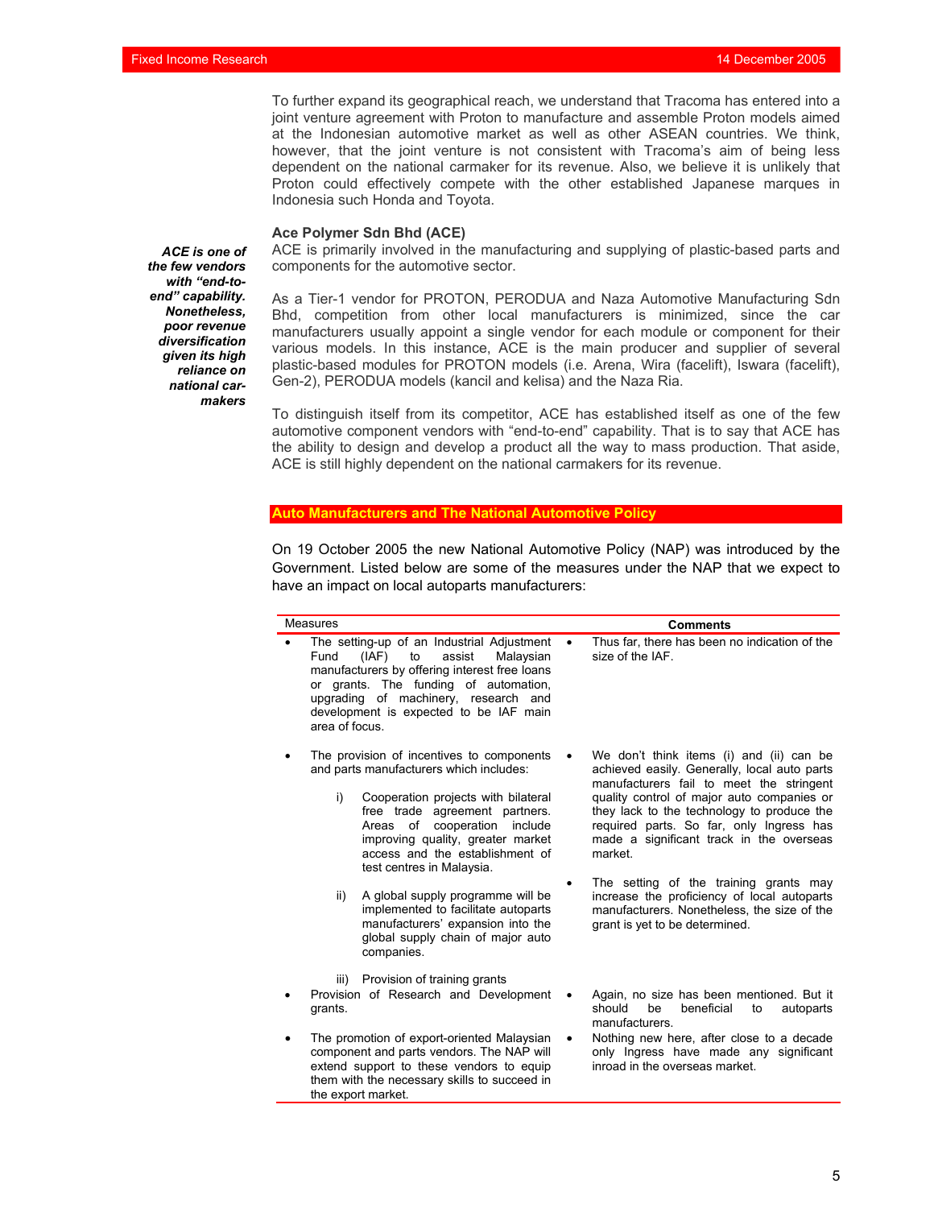To further expand its geographical reach, we understand that Tracoma has entered into a joint venture agreement with Proton to manufacture and assemble Proton models aimed at the Indonesian automotive market as well as other ASEAN countries. We think, however, that the joint venture is not consistent with Tracoma's aim of being less dependent on the national carmaker for its revenue. Also, we believe it is unlikely that Proton could effectively compete with the other established Japanese marques in Indonesia such Honda and Toyota.

### Ace Polymer Sdn Bhd (ACE)

***ACE is one of the few vendors with "end-to-end" capability. Nonetheless, poor revenue diversification given its high reliance on national car-makers***

ACE is primarily involved in the manufacturing and supplying of plastic-based parts and components for the automotive sector.

As a Tier-1 vendor for PROTON, PERODUA and Naza Automotive Manufacturing Sdn Bhd, competition from other local manufacturers is minimized, since the car manufacturers usually appoint a single vendor for each module or component for their various models. In this instance, ACE is the main producer and supplier of several plastic-based modules for PROTON models (i.e. Arena, Wira (facelift), Iswara (facelift), Gen-2), PERODUA models (kancil and kelisa) and the Naza Ria.

To distinguish itself from its competitor, ACE has established itself as one of the few automotive component vendors with "end-to-end" capability. That is to say that ACE has the ability to design and develop a product all the way to mass production. That aside, ACE is still highly dependent on the national carmakers for its revenue.

## Auto Manufacturers and The National Automotive Policy

On 19 October 2005 the new National Automotive Policy (NAP) was introduced by the Government. Listed below are some of the measures under the NAP that we expect to have an impact on local autoparts manufacturers:

| Measures | Comments |
|---|---|
| • The setting-up of an Industrial Adjustment Fund (IAF) to assist Malaysian manufacturers by offering interest free loans or grants. The funding of automation, upgrading of machinery, research and development is expected to be IAF main area of focus. | • Thus far, there has been no indication of the size of the IAF. |
| • The provision of incentives to components and parts manufacturers which includes:<br>i) Cooperation projects with bilateral free trade agreement partners. Areas of cooperation include improving quality, greater market access and the establishment of test centres in Malaysia.<br>ii) A global supply programme will be implemented to facilitate autoparts manufacturers' expansion into the global supply chain of major auto companies.<br>iii) Provision of training grants | • We don't think items (i) and (ii) can be achieved easily. Generally, local auto parts manufacturers fail to meet the stringent quality control of major auto companies or they lack to the technology to produce the required parts. So far, only Ingress has made a significant track in the overseas market.<br>• The setting of the training grants may increase the proficiency of local autoparts manufacturers. Nonetheless, the size of the grant is yet to be determined. |
| • Provision of Research and Development grants. | • Again, no size has been mentioned. But it should be beneficial to autoparts manufacturers. |
| • The promotion of export-oriented Malaysian component and parts vendors. The NAP will extend support to these vendors to equip them with the necessary skills to succeed in the export market. | • Nothing new here, after close to a decade only Ingress have made any significant inroad in the overseas market. |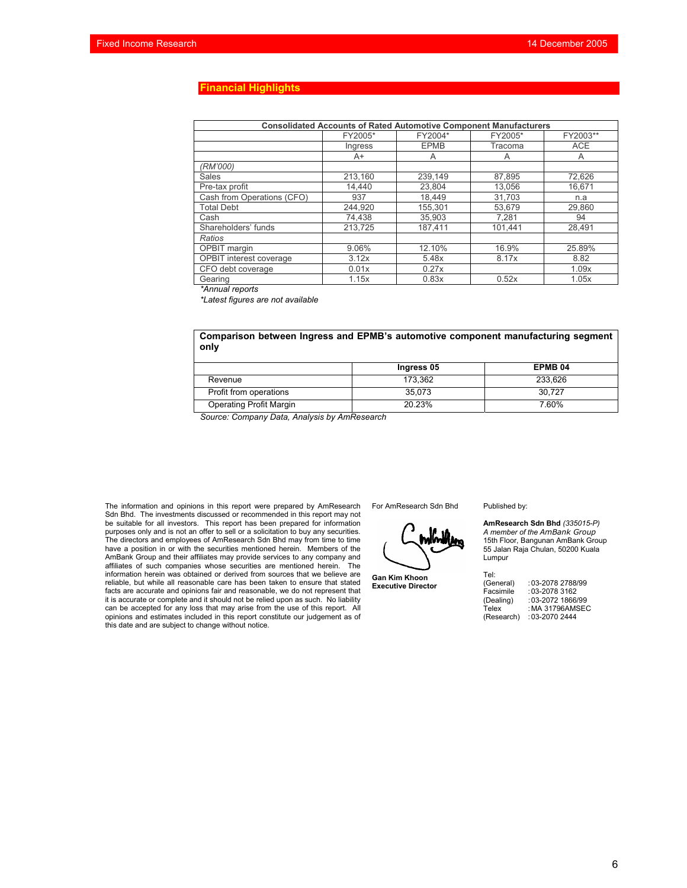## Financial Highlights

| Consolidated Accounts of Rated Automotive Component Manufacturers | | | | |
|---|---|---|---|---|
| | FY2005* | FY2004* | FY2005* | FY2003** |
| | Ingress | EPMB | Tracoma | ACE |
| | A+ | A | A | A |
| *(RM'000)* | | | | |
| Sales | 213,160 | 239,149 | 87,895 | 72,626 |
| Pre-tax profit | 14,440 | 23,804 | 13,056 | 16,671 |
| Cash from Operations (CFO) | 937 | 18,449 | 31,703 | n.a |
| Total Debt | 244,920 | 155,301 | 53,679 | 29,860 |
| Cash | 74,438 | 35,903 | 7,281 | 94 |
| Shareholders' funds | 213,725 | 187,411 | 101,441 | 28,491 |
| *Ratios* | | | | |
| OPBIT margin | 9.06% | 12.10% | 16.9% | 25.89% |
| OPBIT interest coverage | 3.12x | 5.48x | 8.17x | 8.82 |
| CFO debt coverage | 0.01x | 0.27x | | 1.09x |
| Gearing | 1.15x | 0.83x | 0.52x | 1.05x |

*Annual reports

*Latest figures are not available

**Comparison between Ingress and EPMB's automotive component manufacturing segment only**

| | Ingress 05 | EPMB 04 |
|---|---|---|
| Revenue | 173,362 | 233,626 |
| Profit from operations | 35,073 | 30,727 |
| Operating Profit Margin | 20.23% | 7.60% |

*Source: Company Data, Analysis by AmResearch*

The information and opinions in this report were prepared by AmResearch Sdn Bhd. The investments discussed or recommended in this report may not be suitable for all investors. This report has been prepared for information purposes only and is not an offer to sell or a solicitation to buy any securities. The directors and employees of AmResearch Sdn Bhd may from time to time have a position in or with the securities mentioned herein. Members of the AmBank Group and their affiliates may provide services to any company and affiliates of such companies whose securities are mentioned herein. The information herein was obtained or derived from sources that we believe are reliable, but while all reasonable care has been taken to ensure that stated facts are accurate and opinions fair and reasonable, we do not represent that it is accurate or complete and it should not be relied upon as such. No liability can be accepted for any loss that may arise from the use of this report. All opinions and estimates included in this report constitute our judgement as of this date and are subject to change without notice.

For AmResearch Sdn Bhd

**Gan Kim Khoon**
**Executive Director**

Published by:

**AmResearch Sdn Bhd** *(335015-P)*
*A member of the AmBank Group*
15th Floor, Bangunan AmBank Group
55 Jalan Raja Chulan, 50200 Kuala Lumpur

Tel:
(General) : 03-2078 2788/99
Facsimile : 03-2078 3162
(Dealing) : 03-2072 1866/99
Telex : MA 31796AMSEC
(Research) : 03-2070 2444